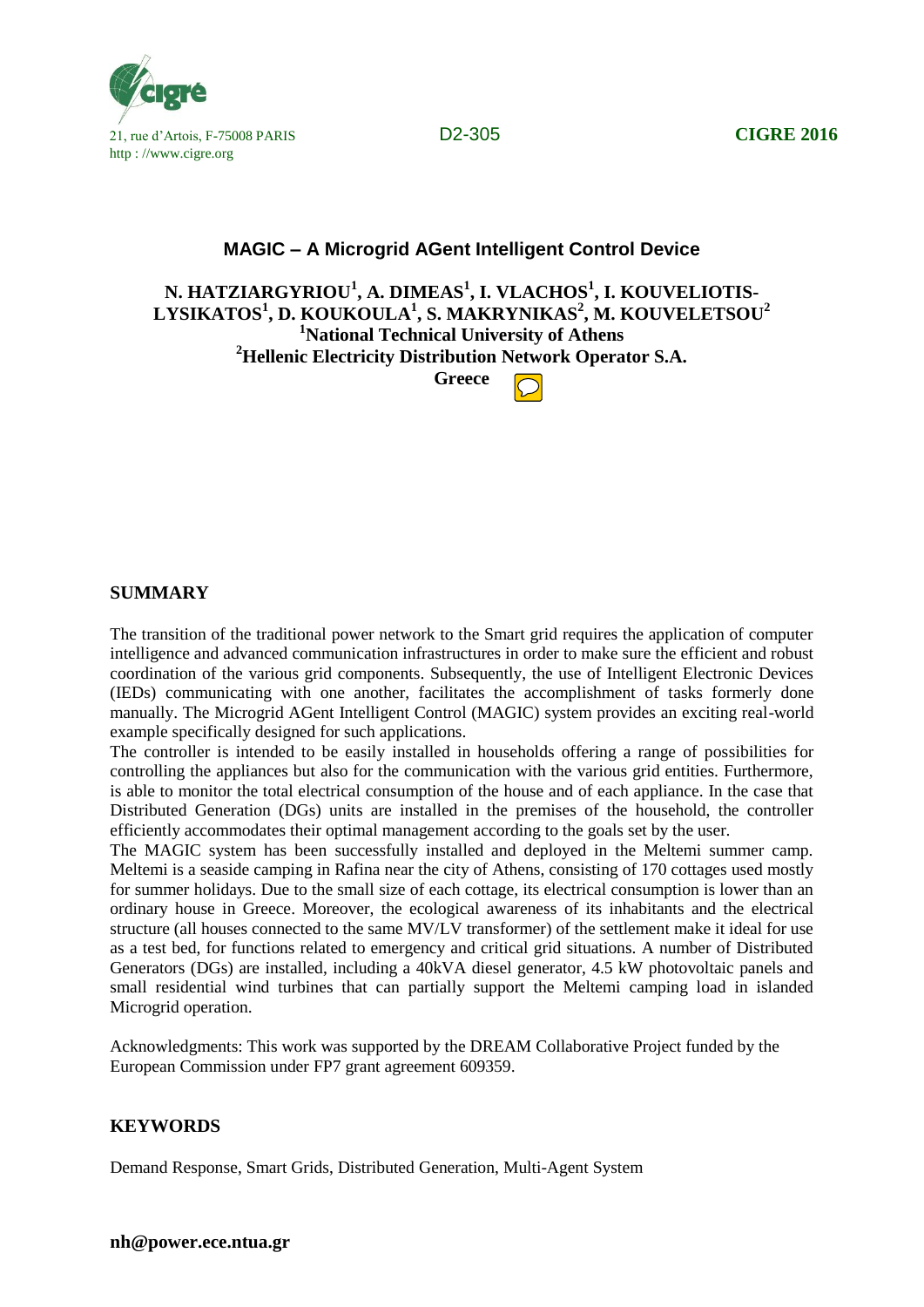21, rue d'Artois, F-75008 PARIS
http : //www.cigre.org

D2-305

**CIGRE 2016**

# MAGIC – A Microgrid AGent Intelligent Control Device

**N. HATZIARGYRIOU[1], A. DIMEAS[1], I. VLACHOS[1], I. KOUVELIOTIS-LYSIKATOS[1], D. KOUKOULA[1], S. MAKRYNIKAS[2], M. KOUVELETSOU[2]**
**[1]National Technical University of Athens**
**[2]Hellenic Electricity Distribution Network Operator S.A.**
**Greece**

## SUMMARY

The transition of the traditional power network to the Smart grid requires the application of computer intelligence and advanced communication infrastructures in order to make sure the efficient and robust coordination of the various grid components. Subsequently, the use of Intelligent Electronic Devices (IEDs) communicating with one another, facilitates the accomplishment of tasks formerly done manually. The Microgrid AGent Intelligent Control (MAGIC) system provides an exciting real-world example specifically designed for such applications.

The controller is intended to be easily installed in households offering a range of possibilities for controlling the appliances but also for the communication with the various grid entities. Furthermore, is able to monitor the total electrical consumption of the house and of each appliance. In the case that Distributed Generation (DGs) units are installed in the premises of the household, the controller efficiently accommodates their optimal management according to the goals set by the user.

The MAGIC system has been successfully installed and deployed in the Meltemi summer camp. Meltemi is a seaside camping in Rafina near the city of Athens, consisting of 170 cottages used mostly for summer holidays. Due to the small size of each cottage, its electrical consumption is lower than an ordinary house in Greece. Moreover, the ecological awareness of its inhabitants and the electrical structure (all houses connected to the same MV/LV transformer) of the settlement make it ideal for use as a test bed, for functions related to emergency and critical grid situations. A number of Distributed Generators (DGs) are installed, including a 40kVA diesel generator, 4.5 kW photovoltaic panels and small residential wind turbines that can partially support the Meltemi camping load in islanded Microgrid operation.

Acknowledgments: This work was supported by the DREAM Collaborative Project funded by the European Commission under FP7 grant agreement 609359.

## KEYWORDS

Demand Response, Smart Grids, Distributed Generation, Multi-Agent System

**nh@power.ece.ntua.gr**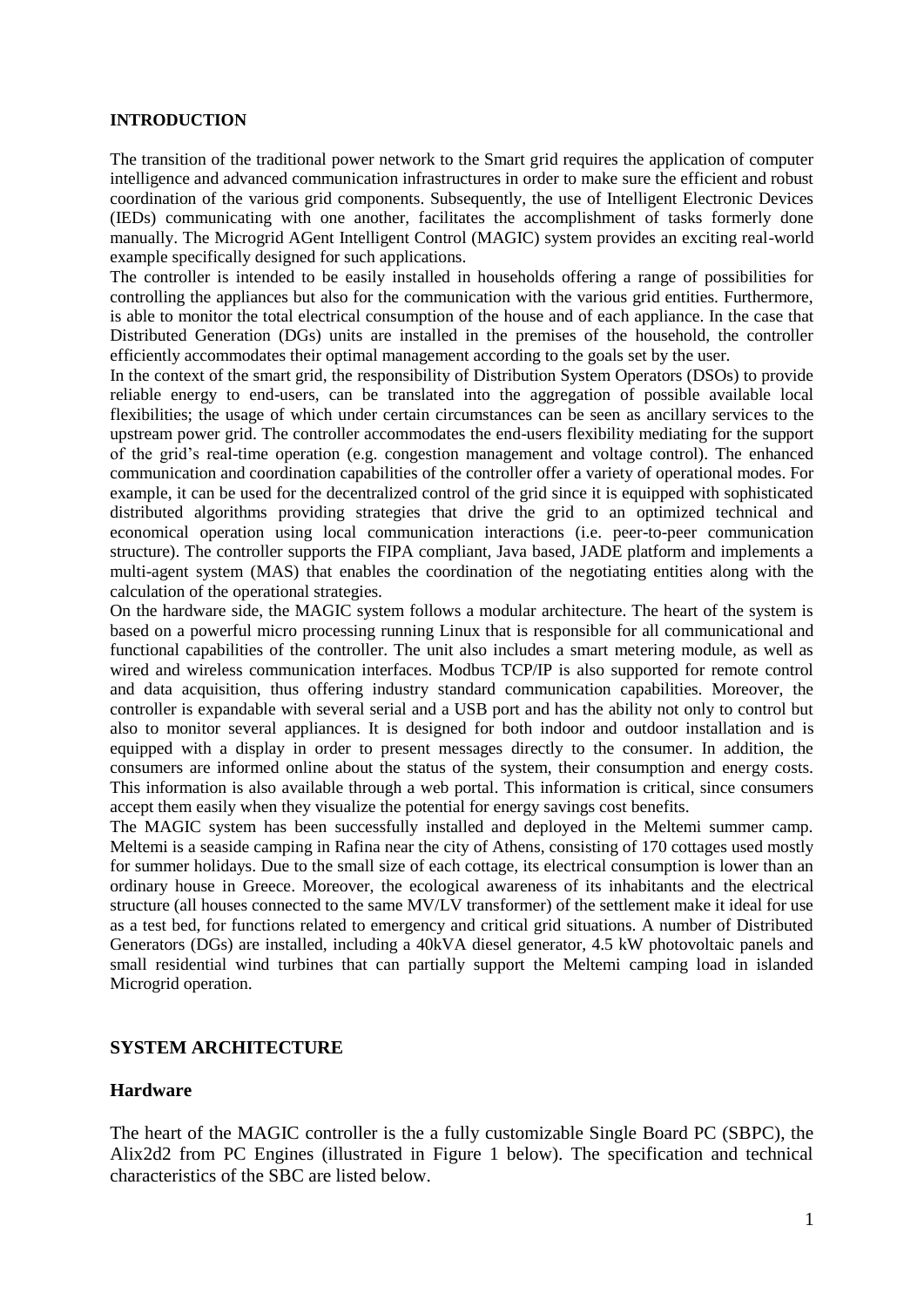**INTRODUCTION**

The transition of the traditional power network to the Smart grid requires the application of computer intelligence and advanced communication infrastructures in order to make sure the efficient and robust coordination of the various grid components. Subsequently, the use of Intelligent Electronic Devices (IEDs) communicating with one another, facilitates the accomplishment of tasks formerly done manually. The Microgrid AGent Intelligent Control (MAGIC) system provides an exciting real-world example specifically designed for such applications.

The controller is intended to be easily installed in households offering a range of possibilities for controlling the appliances but also for the communication with the various grid entities. Furthermore, is able to monitor the total electrical consumption of the house and of each appliance. In the case that Distributed Generation (DGs) units are installed in the premises of the household, the controller efficiently accommodates their optimal management according to the goals set by the user.

In the context of the smart grid, the responsibility of Distribution System Operators (DSOs) to provide reliable energy to end-users, can be translated into the aggregation of possible available local flexibilities; the usage of which under certain circumstances can be seen as ancillary services to the upstream power grid. The controller accommodates the end-users flexibility mediating for the support of the grid's real-time operation (e.g. congestion management and voltage control). The enhanced communication and coordination capabilities of the controller offer a variety of operational modes. For example, it can be used for the decentralized control of the grid since it is equipped with sophisticated distributed algorithms providing strategies that drive the grid to an optimized technical and economical operation using local communication interactions (i.e. peer-to-peer communication structure). The controller supports the FIPA compliant, Java based, JADE platform and implements a multi-agent system (MAS) that enables the coordination of the negotiating entities along with the calculation of the operational strategies.

On the hardware side, the MAGIC system follows a modular architecture. The heart of the system is based on a powerful micro processing running Linux that is responsible for all communicational and functional capabilities of the controller. The unit also includes a smart metering module, as well as wired and wireless communication interfaces. Modbus TCP/IP is also supported for remote control and data acquisition, thus offering industry standard communication capabilities. Moreover, the controller is expandable with several serial and a USB port and has the ability not only to control but also to monitor several appliances. It is designed for both indoor and outdoor installation and is equipped with a display in order to present messages directly to the consumer. In addition, the consumers are informed online about the status of the system, their consumption and energy costs. This information is also available through a web portal. This information is critical, since consumers accept them easily when they visualize the potential for energy savings cost benefits.

The MAGIC system has been successfully installed and deployed in the Meltemi summer camp. Meltemi is a seaside camping in Rafina near the city of Athens, consisting of 170 cottages used mostly for summer holidays. Due to the small size of each cottage, its electrical consumption is lower than an ordinary house in Greece. Moreover, the ecological awareness of its inhabitants and the electrical structure (all houses connected to the same MV/LV transformer) of the settlement make it ideal for use as a test bed, for functions related to emergency and critical grid situations. A number of Distributed Generators (DGs) are installed, including a 40kVA diesel generator, 4.5 kW photovoltaic panels and small residential wind turbines that can partially support the Meltemi camping load in islanded Microgrid operation.

**SYSTEM ARCHITECTURE**

## Hardware

The heart of the MAGIC controller is the a fully customizable Single Board PC (SBPC), the Alix2d2 from PC Engines (illustrated in Figure 1 below). The specification and technical characteristics of the SBC are listed below.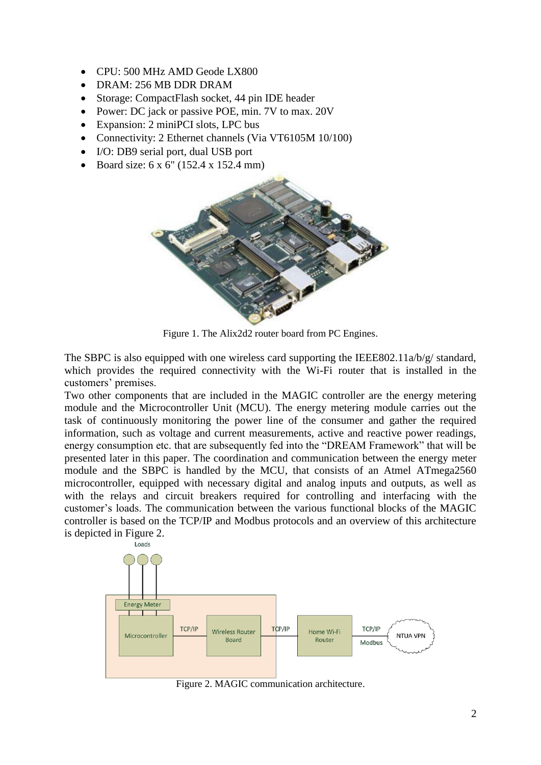- CPU: 500 MHz AMD Geode LX800
- DRAM: 256 MB DDR DRAM
- Storage: CompactFlash socket, 44 pin IDE header
- Power: DC jack or passive POE, min. 7V to max. 20V
- Expansion: 2 miniPCI slots, LPC bus
- Connectivity: 2 Ethernet channels (Via VT6105M 10/100)
- I/O: DB9 serial port, dual USB port
- Board size: 6 x 6" (152.4 x 152.4 mm)

Figure 1. The Alix2d2 router board from PC Engines.

The SBPC is also equipped with one wireless card supporting the IEEE802.11a/b/g/ standard, which provides the required connectivity with the Wi-Fi router that is installed in the customers' premises.

Two other components that are included in the MAGIC controller are the energy metering module and the Microcontroller Unit (MCU). The energy metering module carries out the task of continuously monitoring the power line of the consumer and gather the required information, such as voltage and current measurements, active and reactive power readings, energy consumption etc. that are subsequently fed into the "DREAM Framework" that will be presented later in this paper. The coordination and communication between the energy meter module and the SBPC is handled by the MCU, that consists of an Atmel ATmega2560 microcontroller, equipped with necessary digital and analog inputs and outputs, as well as with the relays and circuit breakers required for controlling and interfacing with the customer's loads. The communication between the various functional blocks of the MAGIC controller is based on the TCP/IP and Modbus protocols and an overview of this architecture is depicted in Figure 2.

Figure 2. MAGIC communication architecture.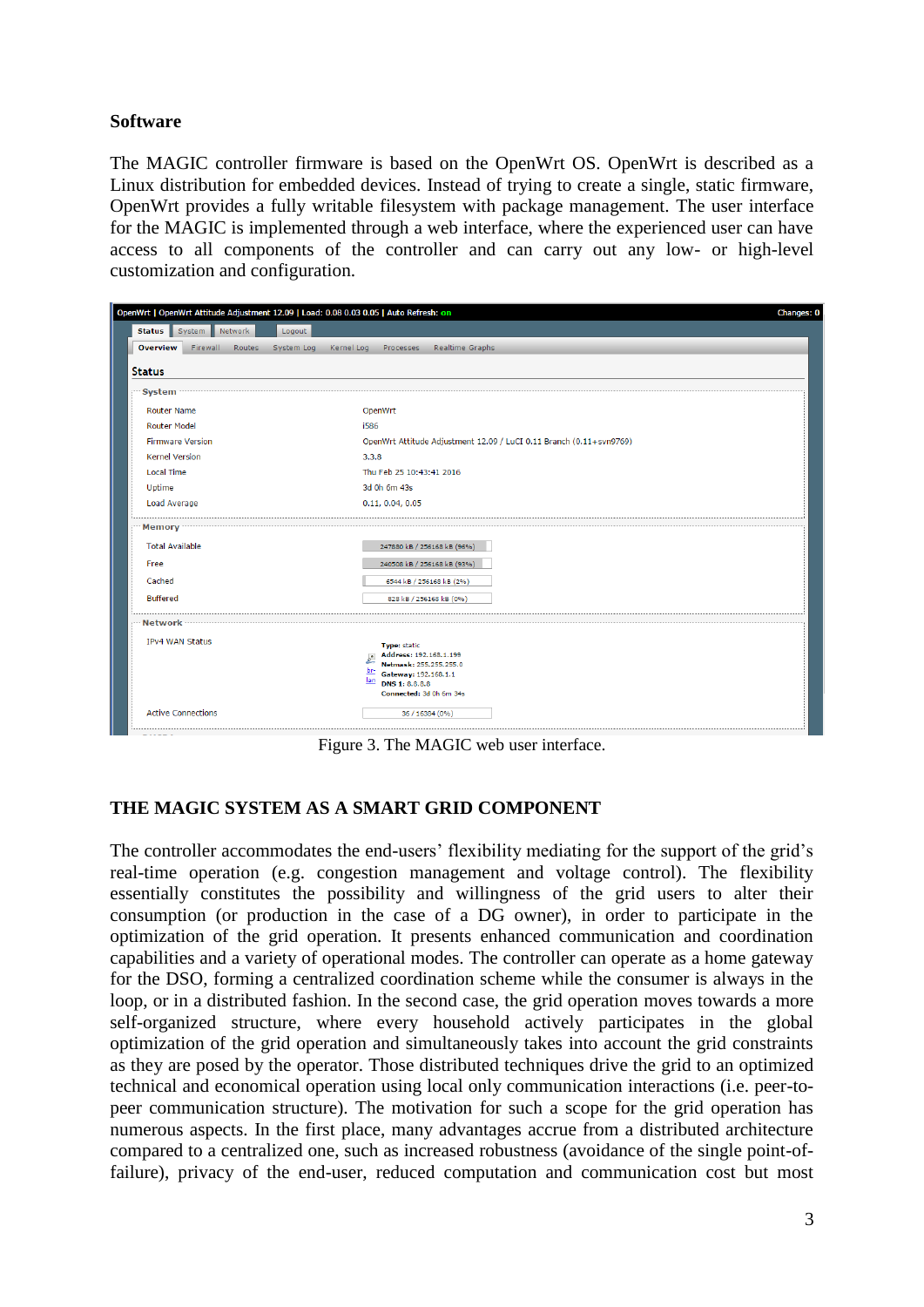**Software**

The MAGIC controller firmware is based on the OpenWrt OS. OpenWrt is described as a Linux distribution for embedded devices. Instead of trying to create a single, static firmware, OpenWrt provides a fully writable filesystem with package management. The user interface for the MAGIC is implemented through a web interface, where the experienced user can have access to all components of the controller and can carry out any low- or high-level customization and configuration.

Figure 3. The MAGIC web user interface.

## THE MAGIC SYSTEM AS A SMART GRID COMPONENT

The controller accommodates the end-users' flexibility mediating for the support of the grid's real-time operation (e.g. congestion management and voltage control). The flexibility essentially constitutes the possibility and willingness of the grid users to alter their consumption (or production in the case of a DG owner), in order to participate in the optimization of the grid operation. It presents enhanced communication and coordination capabilities and a variety of operational modes. The controller can operate as a home gateway for the DSO, forming a centralized coordination scheme while the consumer is always in the loop, or in a distributed fashion. In the second case, the grid operation moves towards a more self-organized structure, where every household actively participates in the global optimization of the grid operation and simultaneously takes into account the grid constraints as they are posed by the operator. Those distributed techniques drive the grid to an optimized technical and economical operation using local only communication interactions (i.e. peer-to-peer communication structure). The motivation for such a scope for the grid operation has numerous aspects. In the first place, many advantages accrue from a distributed architecture compared to a centralized one, such as increased robustness (avoidance of the single point-of-failure), privacy of the end-user, reduced computation and communication cost but most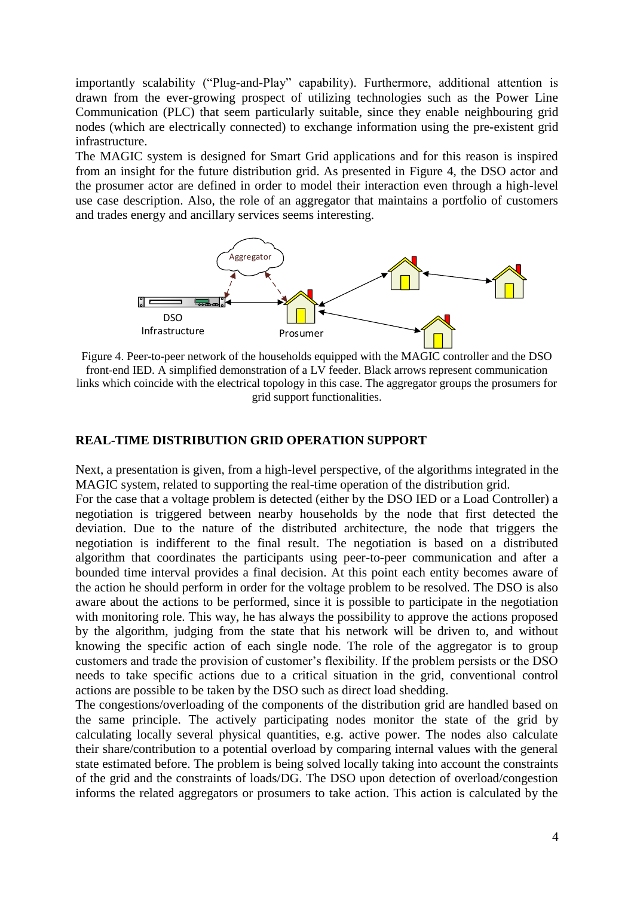importantly scalability ("Plug-and-Play" capability). Furthermore, additional attention is drawn from the ever-growing prospect of utilizing technologies such as the Power Line Communication (PLC) that seem particularly suitable, since they enable neighbouring grid nodes (which are electrically connected) to exchange information using the pre-existent grid infrastructure.

The MAGIC system is designed for Smart Grid applications and for this reason is inspired from an insight for the future distribution grid. As presented in Figure 4, the DSO actor and the prosumer actor are defined in order to model their interaction even through a high-level use case description. Also, the role of an aggregator that maintains a portfolio of customers and trades energy and ancillary services seems interesting.

Figure 4. Peer-to-peer network of the households equipped with the MAGIC controller and the DSO front-end IED. A simplified demonstration of a LV feeder. Black arrows represent communication links which coincide with the electrical topology in this case. The aggregator groups the prosumers for grid support functionalities.

## REAL-TIME DISTRIBUTION GRID OPERATION SUPPORT

Next, a presentation is given, from a high-level perspective, of the algorithms integrated in the MAGIC system, related to supporting the real-time operation of the distribution grid.

For the case that a voltage problem is detected (either by the DSO IED or a Load Controller) a negotiation is triggered between nearby households by the node that first detected the deviation. Due to the nature of the distributed architecture, the node that triggers the negotiation is indifferent to the final result. The negotiation is based on a distributed algorithm that coordinates the participants using peer-to-peer communication and after a bounded time interval provides a final decision. At this point each entity becomes aware of the action he should perform in order for the voltage problem to be resolved. The DSO is also aware about the actions to be performed, since it is possible to participate in the negotiation with monitoring role. This way, he has always the possibility to approve the actions proposed by the algorithm, judging from the state that his network will be driven to, and without knowing the specific action of each single node. The role of the aggregator is to group customers and trade the provision of customer's flexibility. If the problem persists or the DSO needs to take specific actions due to a critical situation in the grid, conventional control actions are possible to be taken by the DSO such as direct load shedding.

The congestions/overloading of the components of the distribution grid are handled based on the same principle. The actively participating nodes monitor the state of the grid by calculating locally several physical quantities, e.g. active power. The nodes also calculate their share/contribution to a potential overload by comparing internal values with the general state estimated before. The problem is being solved locally taking into account the constraints of the grid and the constraints of loads/DG. The DSO upon detection of overload/congestion informs the related aggregators or prosumers to take action. This action is calculated by the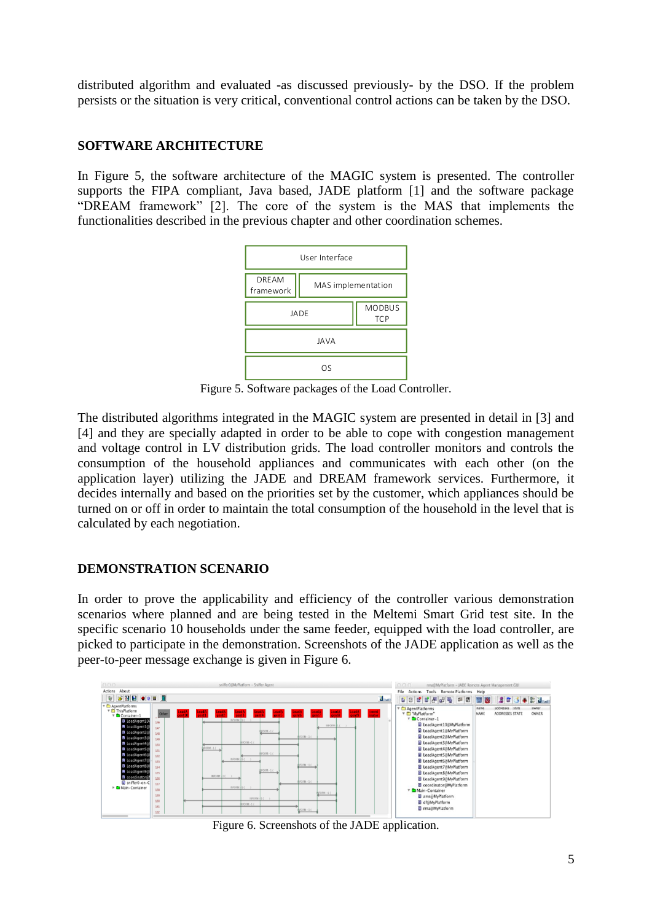distributed algorithm and evaluated -as discussed previously- by the DSO. If the problem persists or the situation is very critical, conventional control actions can be taken by the DSO.

## SOFTWARE ARCHITECTURE

In Figure 5, the software architecture of the MAGIC system is presented. The controller supports the FIPA compliant, Java based, JADE platform [1] and the software package “DREAM framework” [2]. The core of the system is the MAS that implements the functionalities described in the previous chapter and other coordination schemes.

| User Interface | |
|---|---|
| DREAM framework | MAS implementation |
| JADE | MODBUS TCP |
| JAVA | |
| OS | |

Figure 5. Software packages of the Load Controller.

The distributed algorithms integrated in the MAGIC system are presented in detail in [3] and [4] and they are specially adapted in order to be able to cope with congestion management and voltage control in LV distribution grids. The load controller monitors and controls the consumption of the household appliances and communicates with each other (on the application layer) utilizing the JADE and DREAM framework services. Furthermore, it decides internally and based on the priorities set by the customer, which appliances should be turned on or off in order to maintain the total consumption of the household in the level that is calculated by each negotiation.

## DEMONSTRATION SCENARIO

In order to prove the applicability and efficiency of the controller various demonstration scenarios where planned and are being tested in the Meltemi Smart Grid test site. In the specific scenario 10 households under the same feeder, equipped with the load controller, are picked to participate in the demonstration. Screenshots of the JADE application as well as the peer-to-peer message exchange is given in Figure 6.

Figure 6. Screenshots of the JADE application.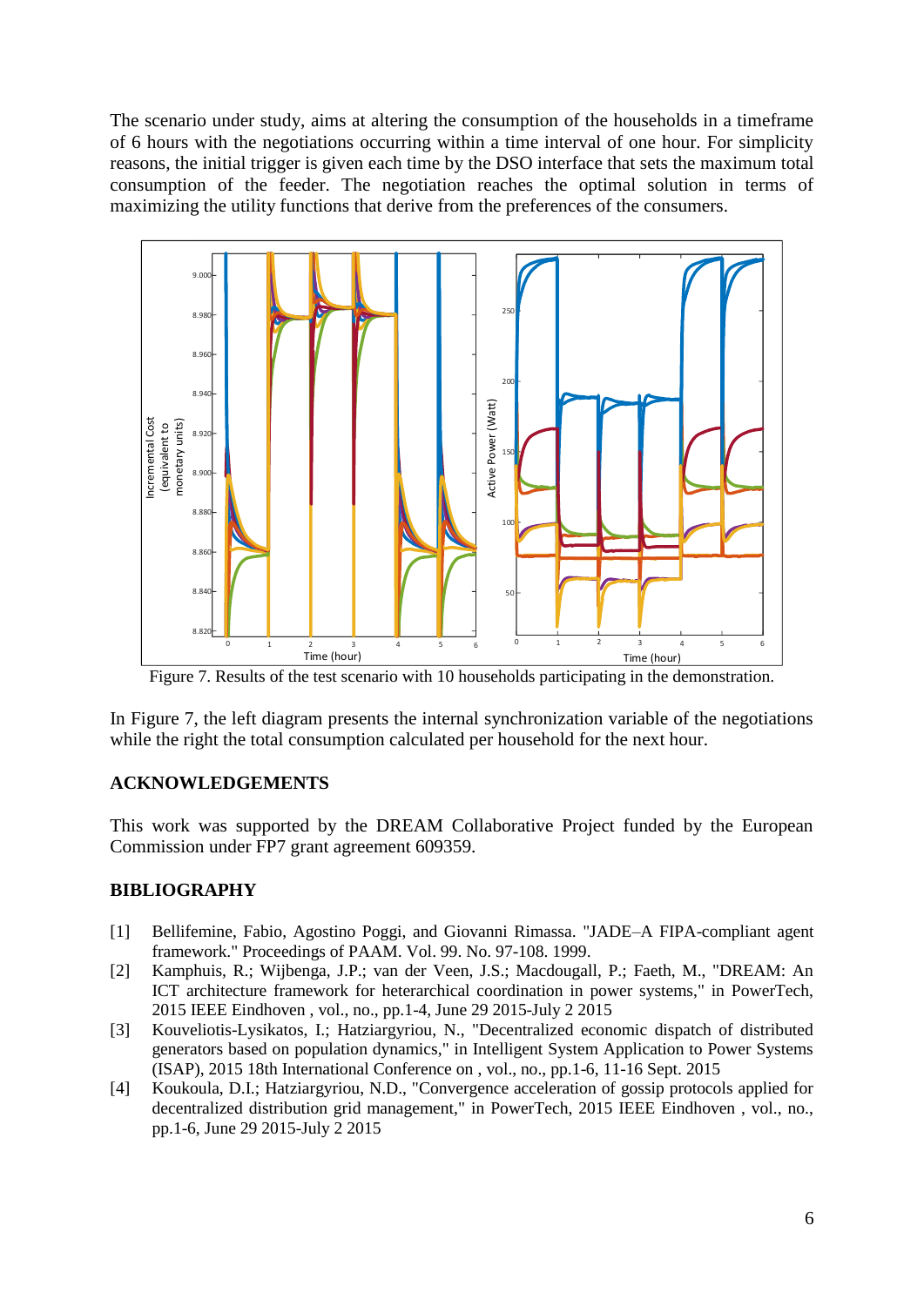The scenario under study, aims at altering the consumption of the households in a timeframe of 6 hours with the negotiations occurring within a time interval of one hour. For simplicity reasons, the initial trigger is given each time by the DSO interface that sets the maximum total consumption of the feeder. The negotiation reaches the optimal solution in terms of maximizing the utility functions that derive from the preferences of the consumers.

Incremental Cost (equivalent to monetary units)

9.000
8.980
8.960
8.940
8.920
8.900
8.880
8.860
8.840
8.820

0 1 2 3 4 5 6

Time (hour)

Active Power (Watt)

250
200
150
100
50

0 1 2 3 4 5 6

Time (hour)

Figure 7. Results of the test scenario with 10 households participating in the demonstration.

In Figure 7, the left diagram presents the internal synchronization variable of the negotiations while the right the total consumption calculated per household for the next hour.

## ACKNOWLEDGEMENTS

This work was supported by the DREAM Collaborative Project funded by the European Commission under FP7 grant agreement 609359.

## BIBLIOGRAPHY

[1] Bellifemine, Fabio, Agostino Poggi, and Giovanni Rimassa. "JADE–A FIPA-compliant agent framework." Proceedings of PAAM. Vol. 99. No. 97-108. 1999.

[2] Kamphuis, R.; Wijbenga, J.P.; van der Veen, J.S.; Macdougall, P.; Faeth, M., "DREAM: An ICT architecture framework for heterarchical coordination in power systems," in PowerTech, 2015 IEEE Eindhoven , vol., no., pp.1-4, June 29 2015-July 2 2015

[3] Kouveliotis-Lysikatos, I.; Hatziargyriou, N., "Decentralized economic dispatch of distributed generators based on population dynamics," in Intelligent System Application to Power Systems (ISAP), 2015 18th International Conference on , vol., no., pp.1-6, 11-16 Sept. 2015

[4] Koukoula, D.I.; Hatziargyriou, N.D., "Convergence acceleration of gossip protocols applied for decentralized distribution grid management," in PowerTech, 2015 IEEE Eindhoven , vol., no., pp.1-6, June 29 2015-July 2 2015